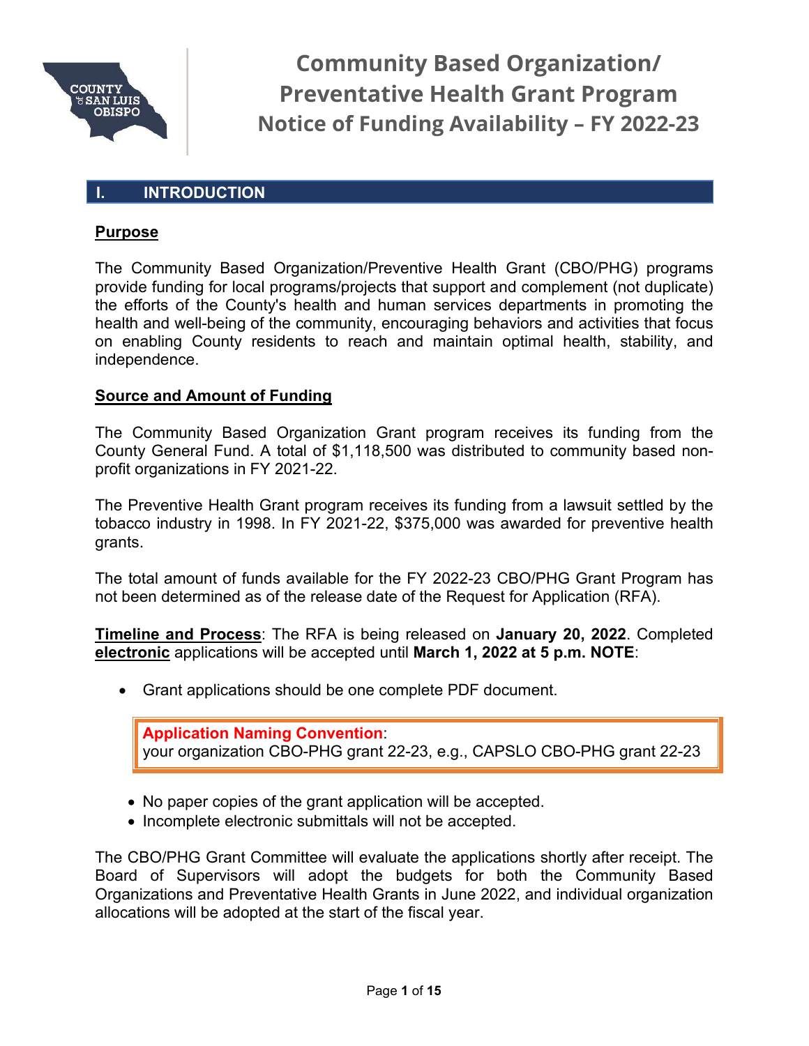# Community Based Organization/ Preventative Health Grant Program Notice of Funding Availability – FY 2022-23

## I. INTRODUCTION

### Purpose

The Community Based Organization/Preventive Health Grant (CBO/PHG) programs provide funding for local programs/projects that support and complement (not duplicate) the efforts of the County's health and human services departments in promoting the health and well-being of the community, encouraging behaviors and activities that focus on enabling County residents to reach and maintain optimal health, stability, and independence.

### Source and Amount of Funding

The Community Based Organization Grant program receives its funding from the County General Fund. A total of $1,118,500 was distributed to community based non-profit organizations in FY 2021-22.

The Preventive Health Grant program receives its funding from a lawsuit settled by the tobacco industry in 1998. In FY 2021-22, $375,000 was awarded for preventive health grants.

The total amount of funds available for the FY 2022-23 CBO/PHG Grant Program has not been determined as of the release date of the Request for Application (RFA).

**Timeline and Process**: The RFA is being released on **January 20, 2022**. Completed **electronic** applications will be accepted until **March 1, 2022 at 5 p.m. NOTE**:

- Grant applications should be one complete PDF document.

> **Application Naming Convention**:
> your organization CBO-PHG grant 22-23, e.g., CAPSLO CBO-PHG grant 22-23

- No paper copies of the grant application will be accepted.
- Incomplete electronic submittals will not be accepted.

The CBO/PHG Grant Committee will evaluate the applications shortly after receipt. The Board of Supervisors will adopt the budgets for both the Community Based Organizations and Preventative Health Grants in June 2022, and individual organization allocations will be adopted at the start of the fiscal year.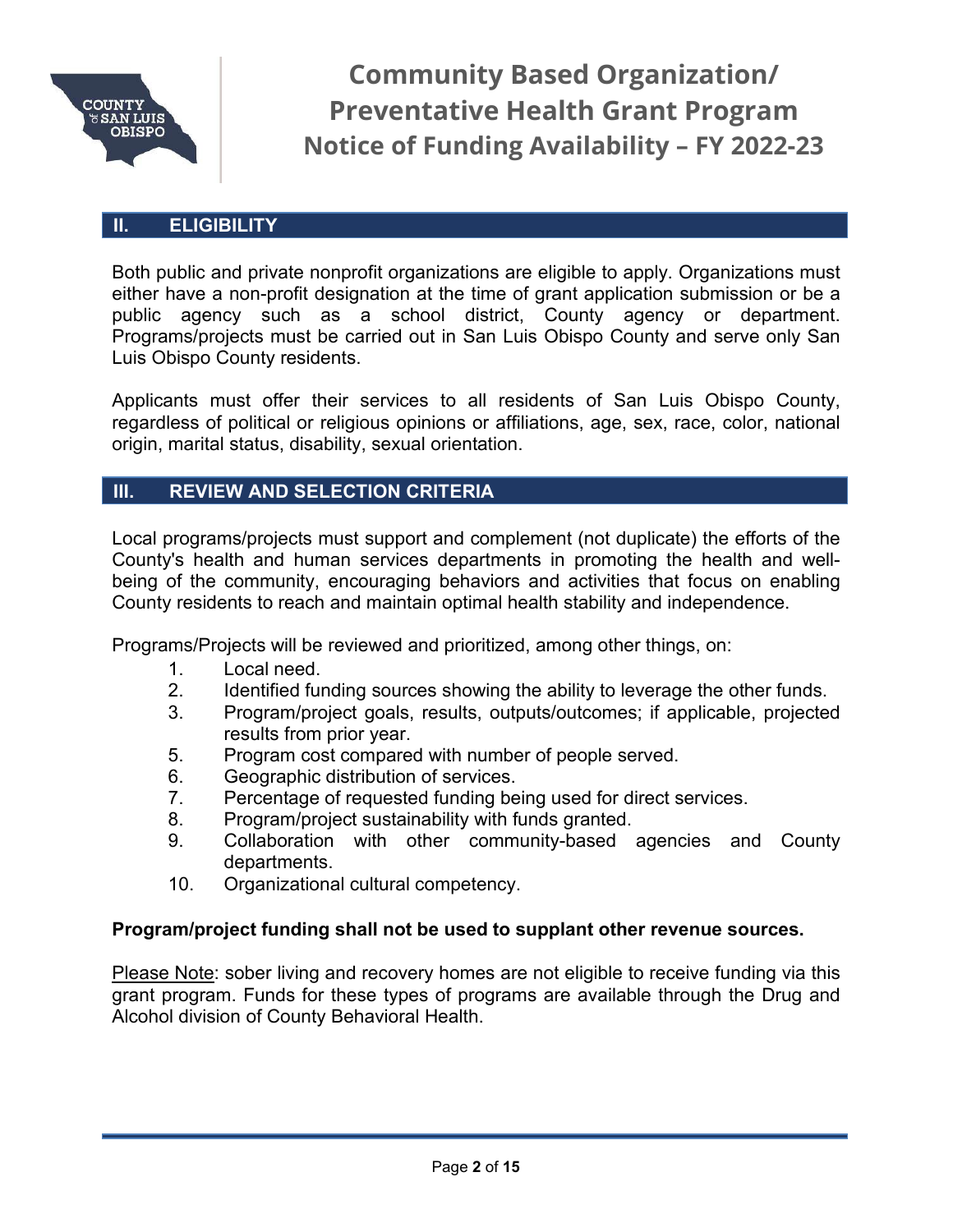## II. ELIGIBILITY

Both public and private nonprofit organizations are eligible to apply. Organizations must either have a non-profit designation at the time of grant application submission or be a public agency such as a school district, County agency or department. Programs/projects must be carried out in San Luis Obispo County and serve only San Luis Obispo County residents.

Applicants must offer their services to all residents of San Luis Obispo County, regardless of political or religious opinions or affiliations, age, sex, race, color, national origin, marital status, disability, sexual orientation.

## III. REVIEW AND SELECTION CRITERIA

Local programs/projects must support and complement (not duplicate) the efforts of the County's health and human services departments in promoting the health and well-being of the community, encouraging behaviors and activities that focus on enabling County residents to reach and maintain optimal health stability and independence.

Programs/Projects will be reviewed and prioritized, among other things, on:

1. Local need.
2. Identified funding sources showing the ability to leverage the other funds.
3. Program/project goals, results, outputs/outcomes; if applicable, projected results from prior year.

5. Program cost compared with number of people served.
6. Geographic distribution of services.
7. Percentage of requested funding being used for direct services.
8. Program/project sustainability with funds granted.
9. Collaboration with other community-based agencies and County departments.
10. Organizational cultural competency.

**Program/project funding shall not be used to supplant other revenue sources.**

Please Note: sober living and recovery homes are not eligible to receive funding via this grant program. Funds for these types of programs are available through the Drug and Alcohol division of County Behavioral Health.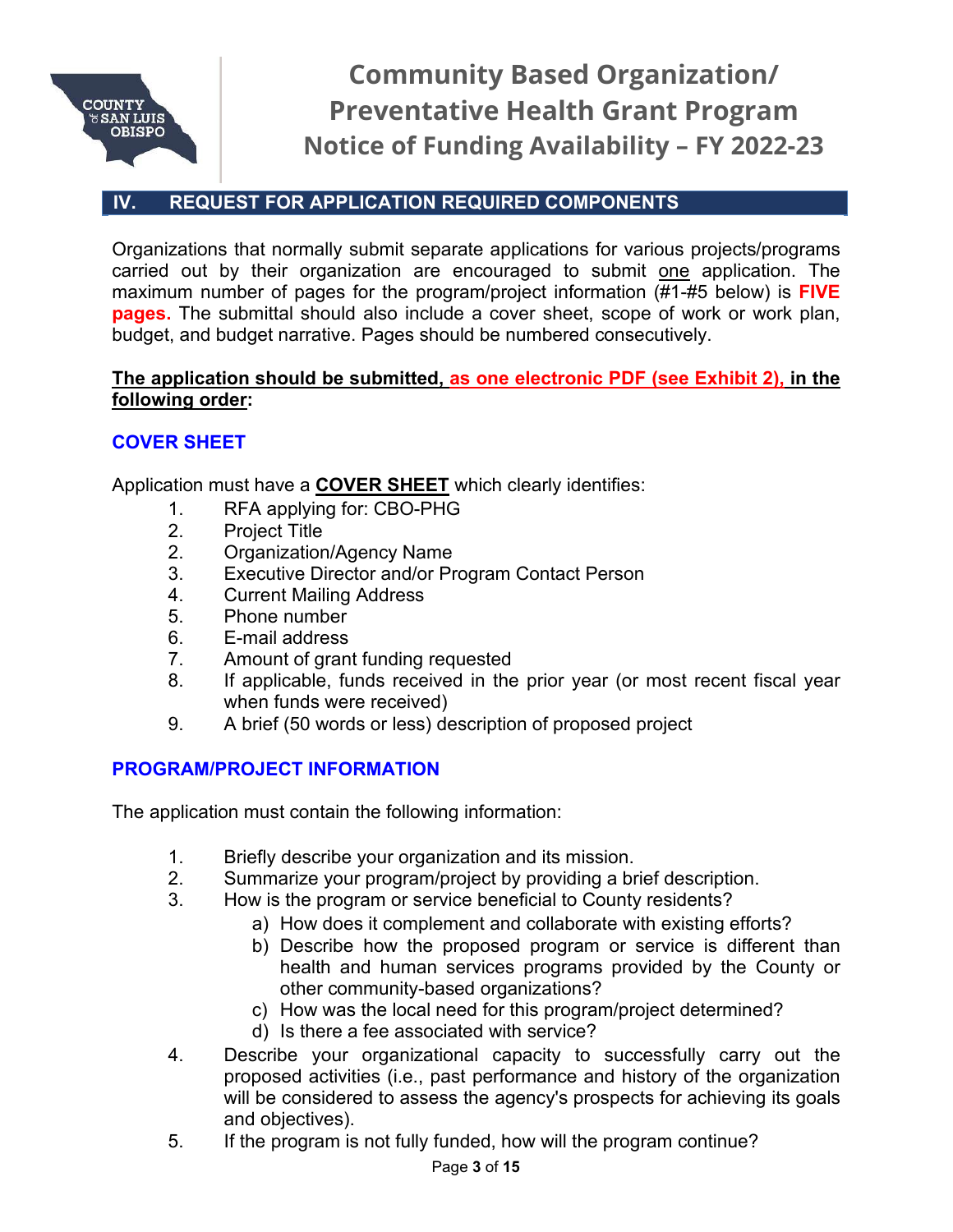## IV. REQUEST FOR APPLICATION REQUIRED COMPONENTS

Organizations that normally submit separate applications for various projects/programs carried out by their organization are encouraged to submit one application. The maximum number of pages for the program/project information (#1-#5 below) is **FIVE pages.** The submittal should also include a cover sheet, scope of work or work plan, budget, and budget narrative. Pages should be numbered consecutively.

**The application should be submitted, as one electronic PDF (see Exhibit 2), in the following order:**

### COVER SHEET

Application must have a **COVER SHEET** which clearly identifies:

1. RFA applying for: CBO-PHG
2. Project Title
2. Organization/Agency Name
3. Executive Director and/or Program Contact Person
4. Current Mailing Address
5. Phone number
6. E-mail address
7. Amount of grant funding requested
8. If applicable, funds received in the prior year (or most recent fiscal year when funds were received)
9. A brief (50 words or less) description of proposed project

### PROGRAM/PROJECT INFORMATION

The application must contain the following information:

1. Briefly describe your organization and its mission.
2. Summarize your program/project by providing a brief description.
3. How is the program or service beneficial to County residents?
    a) How does it complement and collaborate with existing efforts?
    b) Describe how the proposed program or service is different than health and human services programs provided by the County or other community-based organizations?
    c) How was the local need for this program/project determined?
    d) Is there a fee associated with service?
4. Describe your organizational capacity to successfully carry out the proposed activities (i.e., past performance and history of the organization will be considered to assess the agency's prospects for achieving its goals and objectives).
5. If the program is not fully funded, how will the program continue?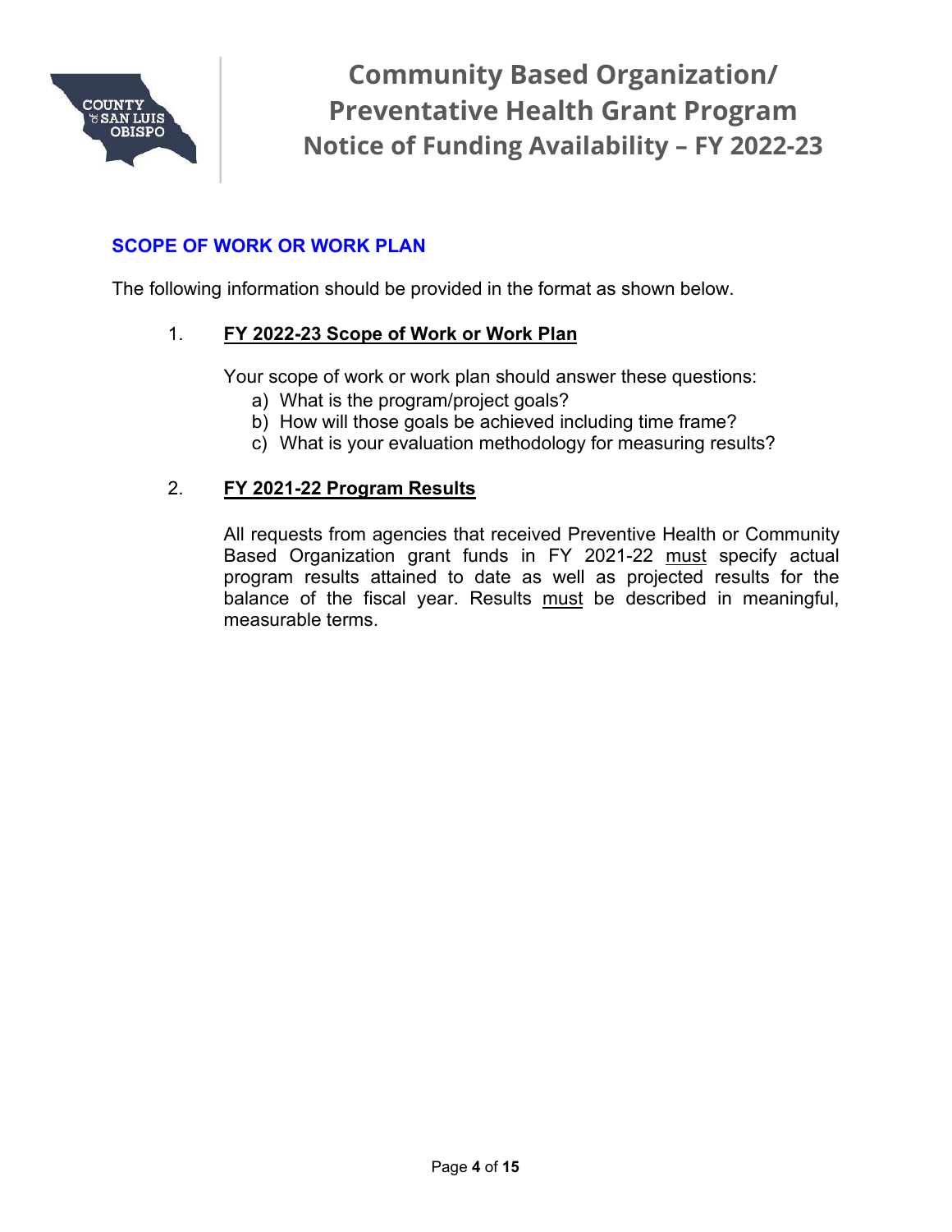## SCOPE OF WORK OR WORK PLAN

The following information should be provided in the format as shown below.

1. **FY 2022-23 Scope of Work or Work Plan**

   Your scope of work or work plan should answer these questions:

   a) What is the program/project goals?
   b) How will those goals be achieved including time frame?
   c) What is your evaluation methodology for measuring results?

2. **FY 2021-22 Program Results**

   All requests from agencies that received Preventive Health or Community Based Organization grant funds in FY 2021-22 must specify actual program results attained to date as well as projected results for the balance of the fiscal year. Results must be described in meaningful, measurable terms.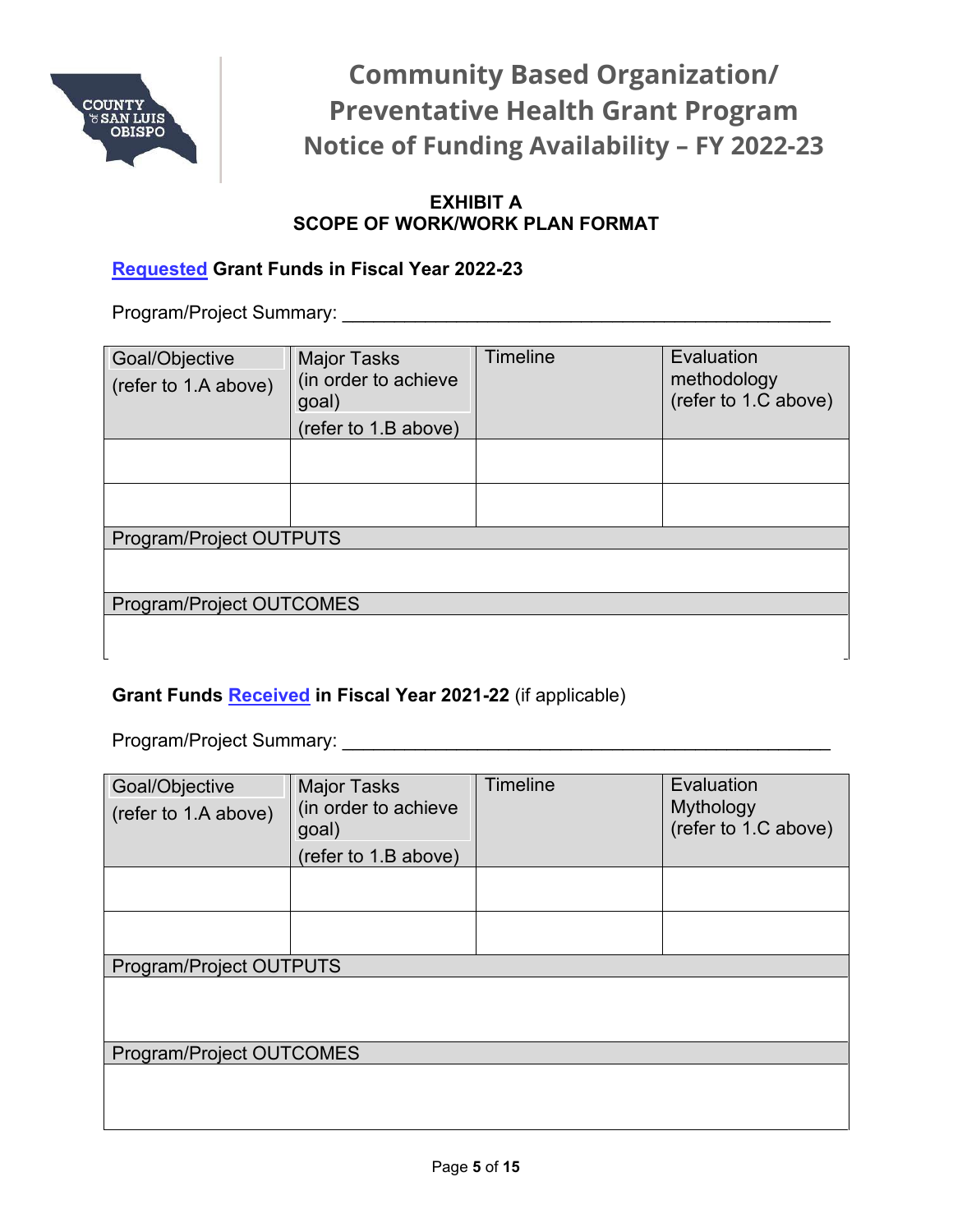**EXHIBIT A**
**SCOPE OF WORK/WORK PLAN FORMAT**

**Requested Grant Funds in Fiscal Year 2022-23**

Program/Project Summary: ________________________________________________

| Goal/Objective (refer to 1.A above) | Major Tasks (in order to achieve goal) (refer to 1.B above) | Timeline | Evaluation methodology (refer to 1.C above) |
|---|---|---|---|
| | | | |
| | | | |
| Program/Project OUTPUTS | | | |
| | | | |
| Program/Project OUTCOMES | | | |
| | | | |

**Grant Funds Received in Fiscal Year 2021-22** (if applicable)

Program/Project Summary: ________________________________________________

| Goal/Objective (refer to 1.A above) | Major Tasks (in order to achieve goal) (refer to 1.B above) | Timeline | Evaluation Mythology (refer to 1.C above) |
|---|---|---|---|
| | | | |
| | | | |
| Program/Project OUTPUTS | | | |
| | | | |
| Program/Project OUTCOMES | | | |
| | | | |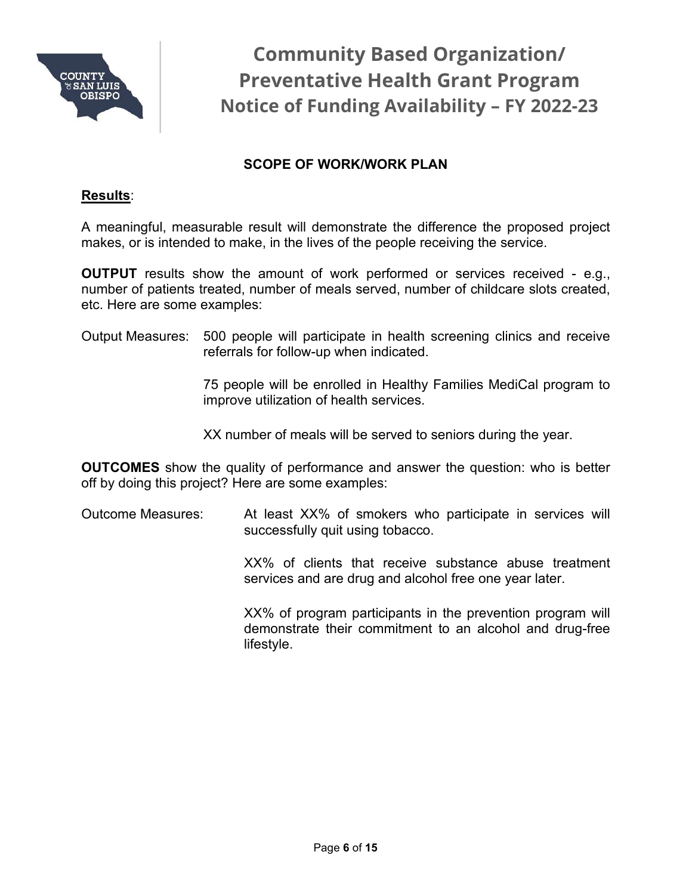## SCOPE OF WORK/WORK PLAN

**Results**:

A meaningful, measurable result will demonstrate the difference the proposed project makes, or is intended to make, in the lives of the people receiving the service.

**OUTPUT** results show the amount of work performed or services received - e.g., number of patients treated, number of meals served, number of childcare slots created, etc. Here are some examples:

Output Measures:

- 500 people will participate in health screening clinics and receive referrals for follow-up when indicated.
- 75 people will be enrolled in Healthy Families MediCal program to improve utilization of health services.
- XX number of meals will be served to seniors during the year.

**OUTCOMES** show the quality of performance and answer the question: who is better off by doing this project? Here are some examples:

Outcome Measures:

- At least XX% of smokers who participate in services will successfully quit using tobacco.
- XX% of clients that receive substance abuse treatment services and are drug and alcohol free one year later.
- XX% of program participants in the prevention program will demonstrate their commitment to an alcohol and drug-free lifestyle.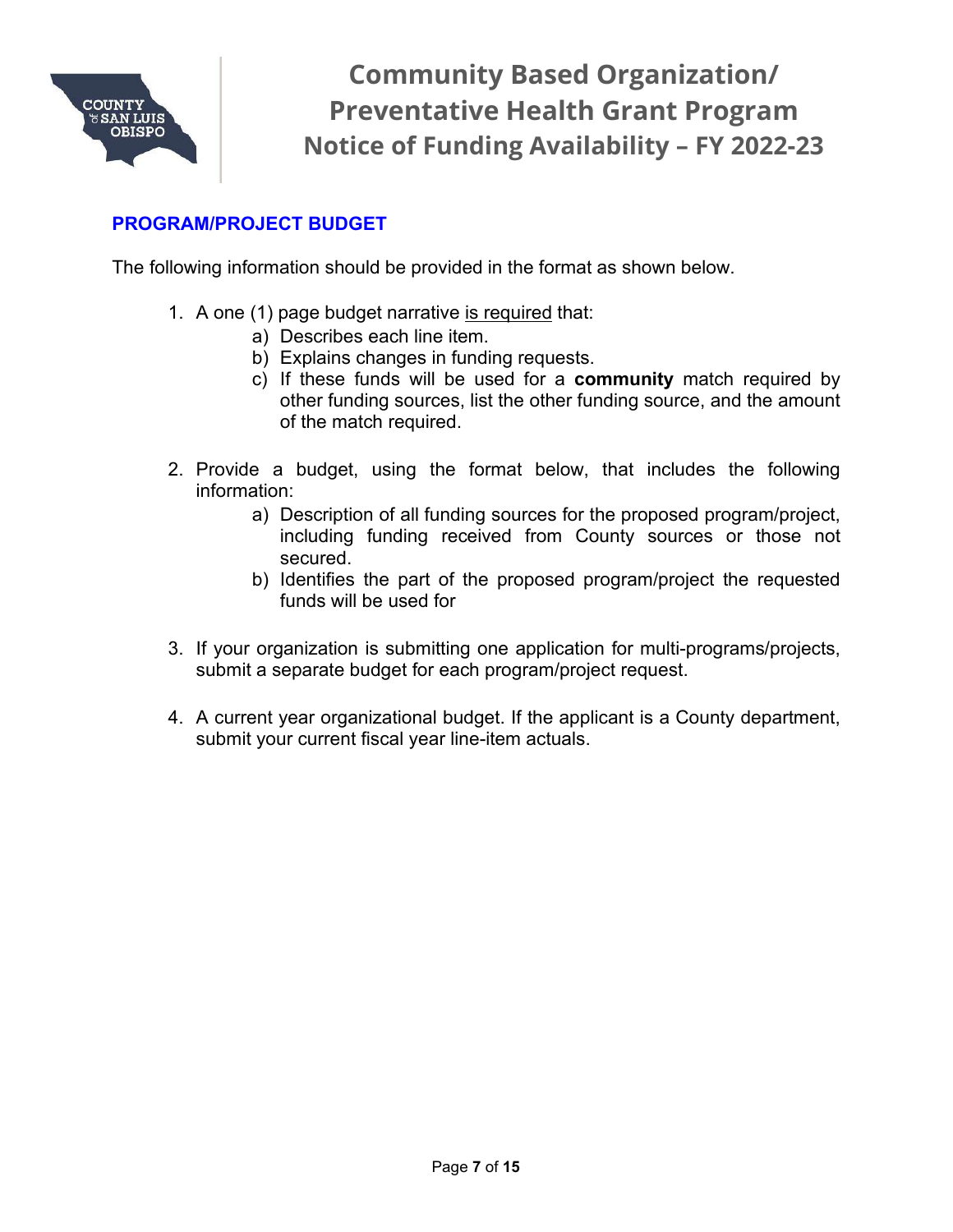## PROGRAM/PROJECT BUDGET

The following information should be provided in the format as shown below.

1. A one (1) page budget narrative <u>is required</u> that:
   a) Describes each line item.
   b) Explains changes in funding requests.
   c) If these funds will be used for a **community** match required by other funding sources, list the other funding source, and the amount of the match required.

2. Provide a budget, using the format below, that includes the following information:
   a) Description of all funding sources for the proposed program/project, including funding received from County sources or those not secured.
   b) Identifies the part of the proposed program/project the requested funds will be used for

3. If your organization is submitting one application for multi-programs/projects, submit a separate budget for each program/project request.

4. A current year organizational budget. If the applicant is a County department, submit your current fiscal year line-item actuals.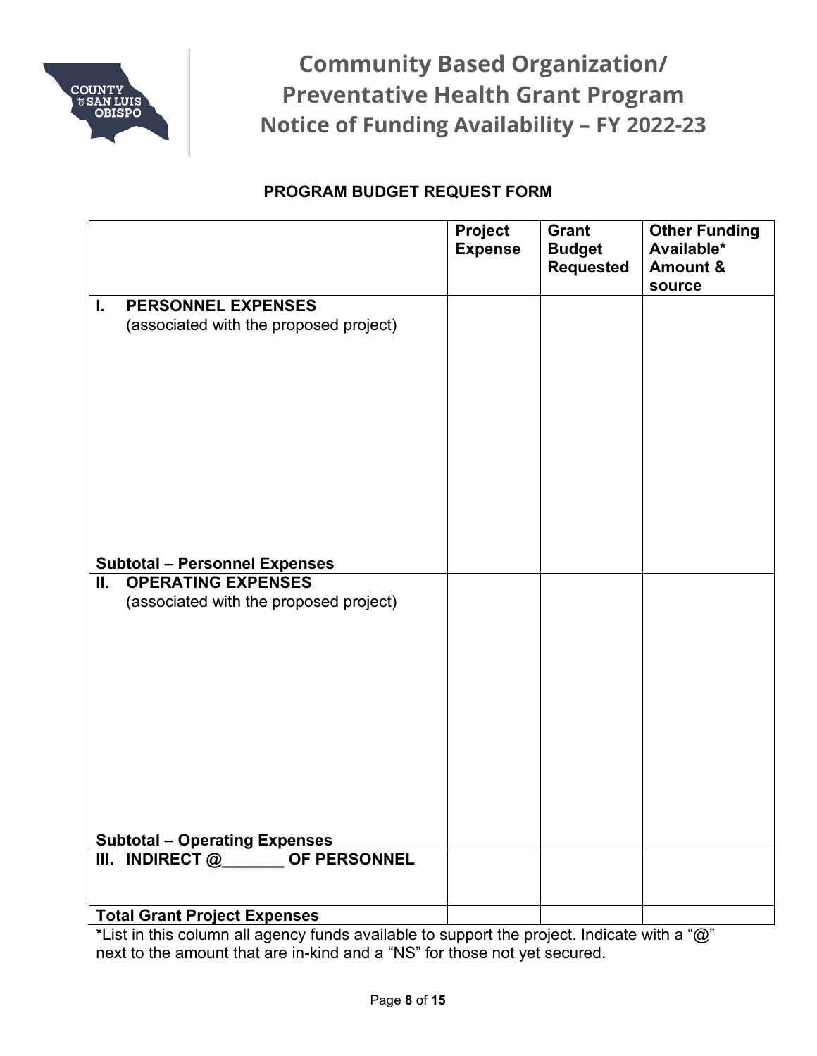# Community Based Organization/ Preventative Health Grant Program Notice of Funding Availability – FY 2022-23

## PROGRAM BUDGET REQUEST FORM

| | Project Expense | Grant Budget Requested | Other Funding Available* Amount & source |
|---|---|---|---|
| **I. PERSONNEL EXPENSES** (associated with the proposed project) | | | |
| **Subtotal – Personnel Expenses** | | | |
| **II. OPERATING EXPENSES** (associated with the proposed project) | | | |
| **Subtotal – Operating Expenses** | | | |
| **III. INDIRECT @_______ OF PERSONNEL** | | | |
| **Total Grant Project Expenses** | | | |

*List in this column all agency funds available to support the project. Indicate with a "@" next to the amount that are in-kind and a "NS" for those not yet secured.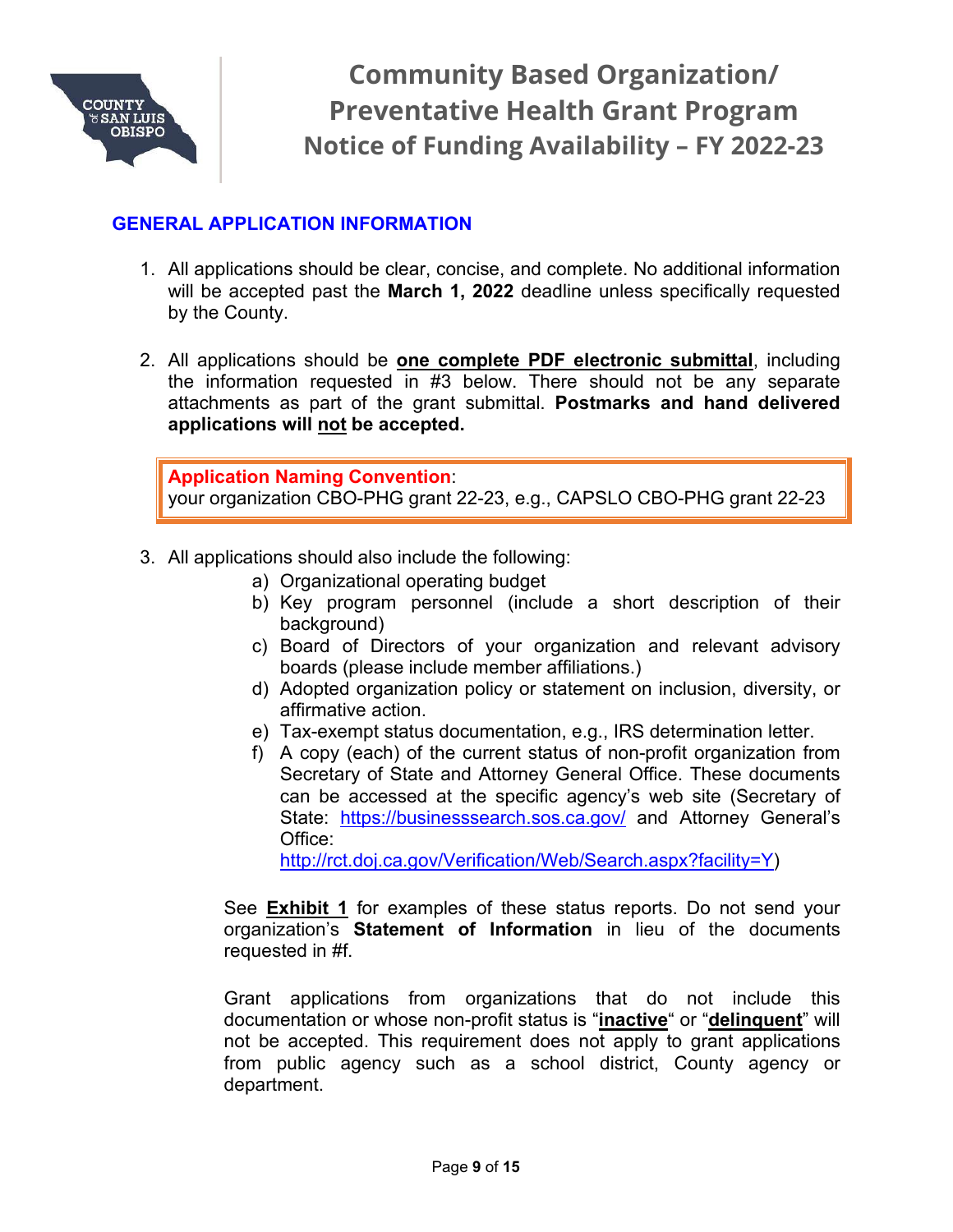# Community Based Organization/ Preventative Health Grant Program Notice of Funding Availability – FY 2022-23

## GENERAL APPLICATION INFORMATION

1. All applications should be clear, concise, and complete. No additional information will be accepted past the **March 1, 2022** deadline unless specifically requested by the County.

2. All applications should be **one complete PDF electronic submittal**, including the information requested in #3 below. There should not be any separate attachments as part of the grant submittal. **Postmarks and hand delivered applications will not be accepted.**

> **Application Naming Convention**:
> your organization CBO-PHG grant 22-23, e.g., CAPSLO CBO-PHG grant 22-23

3. All applications should also include the following:
   a) Organizational operating budget
   b) Key program personnel (include a short description of their background)
   c) Board of Directors of your organization and relevant advisory boards (please include member affiliations.)
   d) Adopted organization policy or statement on inclusion, diversity, or affirmative action.
   e) Tax-exempt status documentation, e.g., IRS determination letter.
   f) A copy (each) of the current status of non-profit organization from Secretary of State and Attorney General Office. These documents can be accessed at the specific agency's web site (Secretary of State: https://businesssearch.sos.ca.gov/ and Attorney General's Office: http://rct.doj.ca.gov/Verification/Web/Search.aspx?facility=Y)

   See **Exhibit 1** for examples of these status reports. Do not send your organization's **Statement of Information** in lieu of the documents requested in #f.

   Grant applications from organizations that do not include this documentation or whose non-profit status is "**inactive**" or "**delinquent**" will not be accepted. This requirement does not apply to grant applications from public agency such as a school district, County agency or department.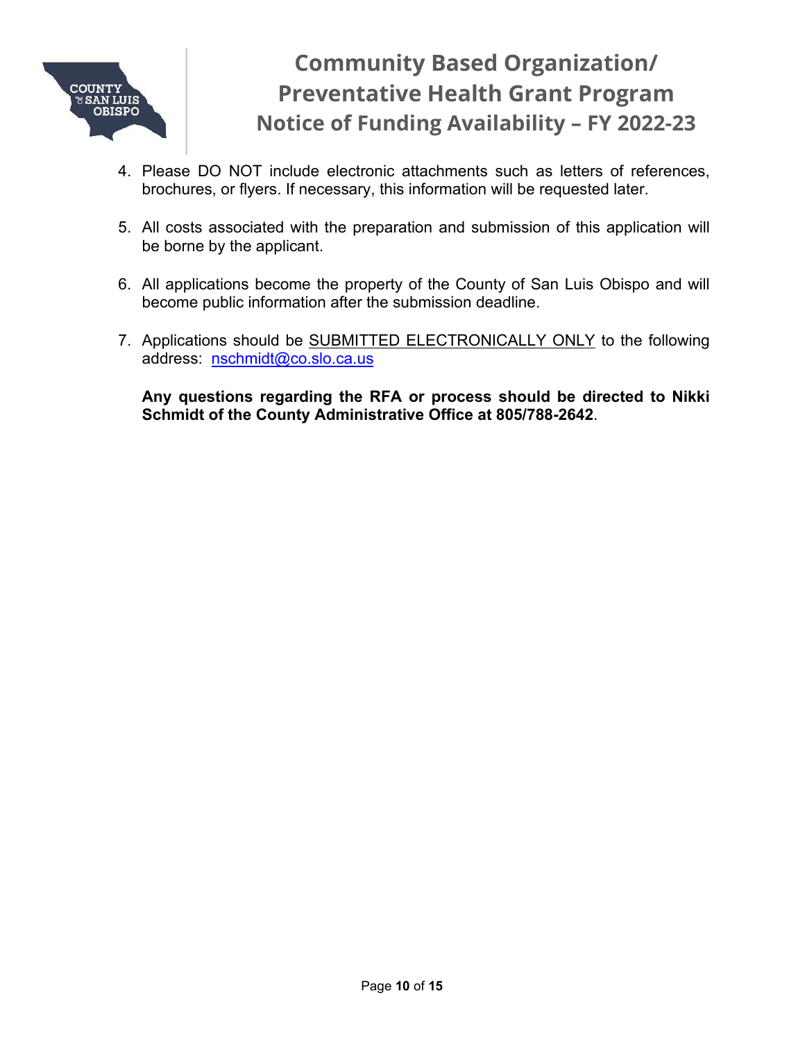4. Please DO NOT include electronic attachments such as letters of references, brochures, or flyers. If necessary, this information will be requested later.

5. All costs associated with the preparation and submission of this application will be borne by the applicant.

6. All applications become the property of the County of San Luis Obispo and will become public information after the submission deadline.

7. Applications should be SUBMITTED ELECTRONICALLY ONLY to the following address: nschmidt@co.slo.ca.us

   **Any questions regarding the RFA or process should be directed to Nikki Schmidt of the County Administrative Office at 805/788-2642**.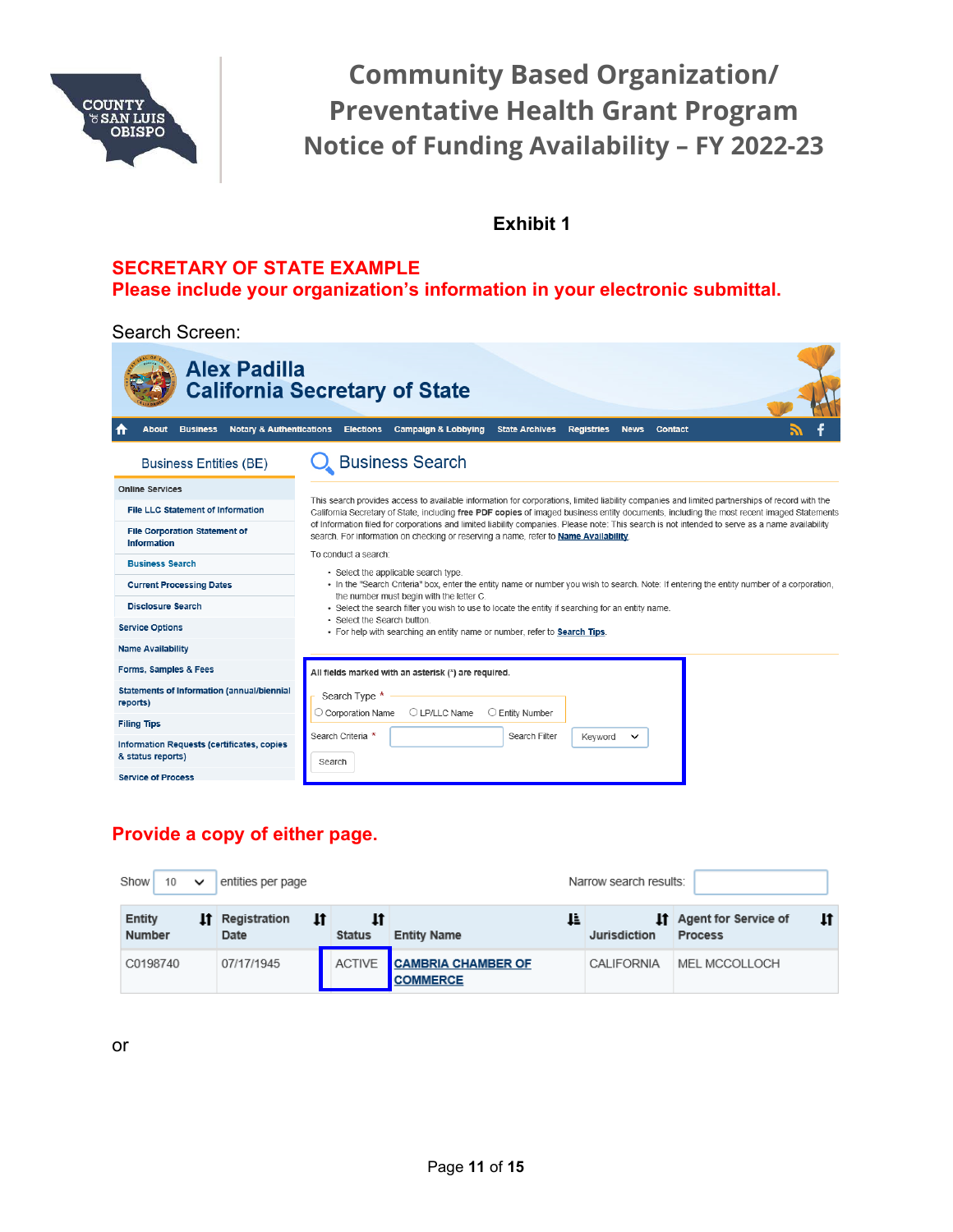Community Based Organization/ Preventative Health Grant Program Notice of Funding Availability – FY 2022-23

**Exhibit 1**

**SECRETARY OF STATE EXAMPLE**

**Please include your organization's information in your electronic submittal.**

Search Screen:

Alex Padilla
California Secretary of State

About | Business | Notary & Authentications | Elections | Campaign & Lobbying | State Archives | Registries | News | Contact

**Business Entities (BE)**

- Online Services
  - File LLC Statement of Information
  - File Corporation Statement of Information
  - Business Search
  - Current Processing Dates
  - Disclosure Search
- Service Options
- Name Availability
- Forms, Samples & Fees
- Statements of Information (annual/biennial reports)
- Filing Tips
- Information Requests (certificates, copies & status reports)
- Service of Process

**Business Search**

This search provides access to available information for corporations, limited liability companies and limited partnerships of record with the California Secretary of State, including **free PDF copies** of imaged business entity documents, including the most recent imaged Statements of Information filed for corporations and limited liability companies. Please note: This search is not intended to serve as a name availability search. For information on checking or reserving a name, refer to **Name Availability**.

To conduct a search:

- Select the applicable search type.
- In the "Search Criteria" box, enter the entity name or number you wish to search. Note: If entering the entity number of a corporation, the number must begin with the letter C.
- Select the search filter you wish to use to locate the entity if searching for an entity name.
- Select the Search button.
- For help with searching an entity name or number, refer to **Search Tips**.

All fields marked with an asterisk (*) are required.

Search Type *
○ Corporation Name ○ LP/LLC Name ○ Entity Number

Search Criteria * [ ] Search Filter [Keyword]

[Search]

**Provide a copy of either page.**

Show 10 entities per page | Narrow search results:

| Entity Number | Registration Date | Status | Entity Name | Jurisdiction | Agent for Service of Process |
|---|---|---|---|---|---|
| C0198740 | 07/17/1945 | ACTIVE | CAMBRIA CHAMBER OF COMMERCE | CALIFORNIA | MEL MCCOLLOCH |

or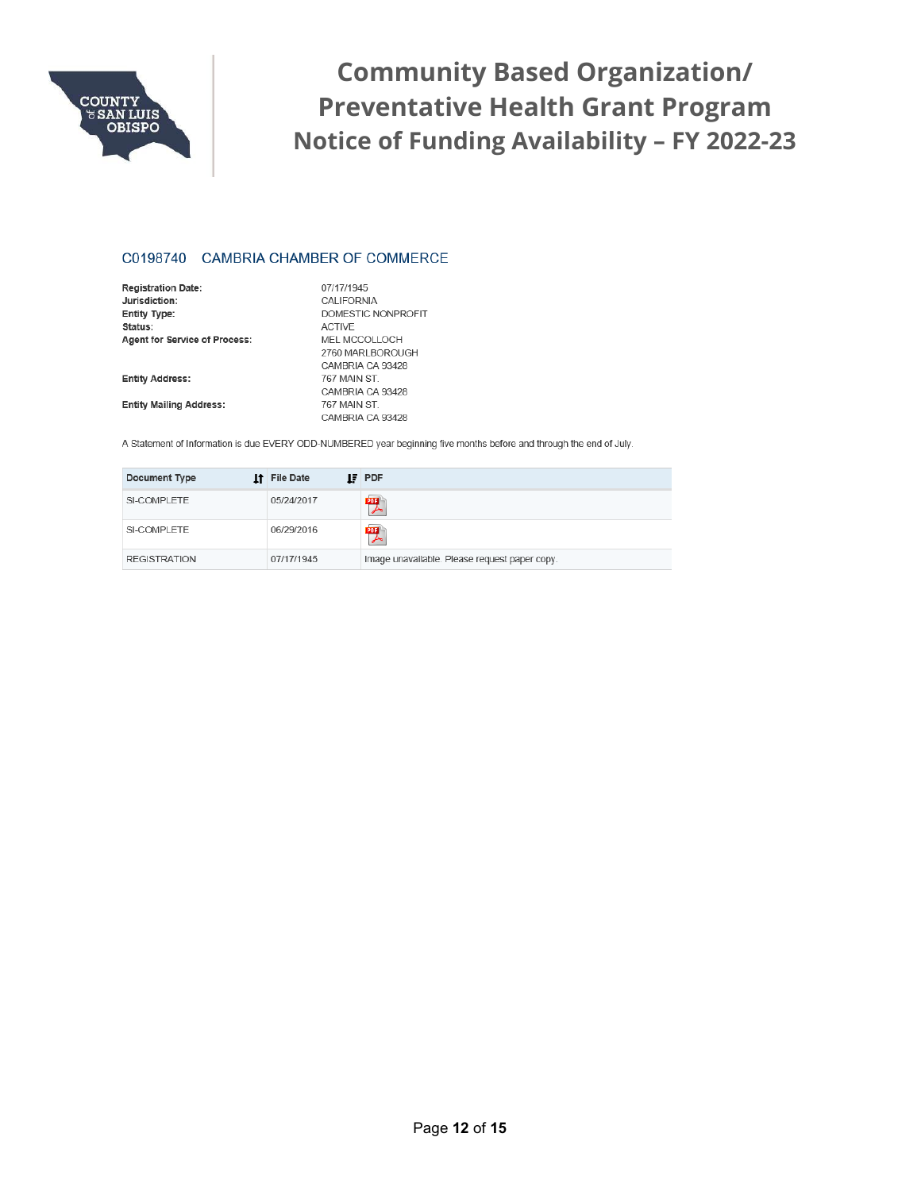## C0198740 CAMBRIA CHAMBER OF COMMERCE

| | |
|---|---|
| **Registration Date:** | 07/17/1945 |
| **Jurisdiction:** | CALIFORNIA |
| **Entity Type:** | DOMESTIC NONPROFIT |
| **Status:** | ACTIVE |
| **Agent for Service of Process:** | MEL MCCOLLOCH<br>2760 MARLBOROUGH<br>CAMBRIA CA 93428 |
| **Entity Address:** | 767 MAIN ST.<br>CAMBRIA CA 93428 |
| **Entity Mailing Address:** | 767 MAIN ST.<br>CAMBRIA CA 93428 |

A Statement of Information is due EVERY ODD-NUMBERED year beginning five months before and through the end of July.

| Document Type | File Date | PDF |
|---|---|---|
| SI-COMPLETE | 05/24/2017 | |
| SI-COMPLETE | 06/29/2016 | |
| REGISTRATION | 07/17/1945 | Image unavailable. Please request paper copy. |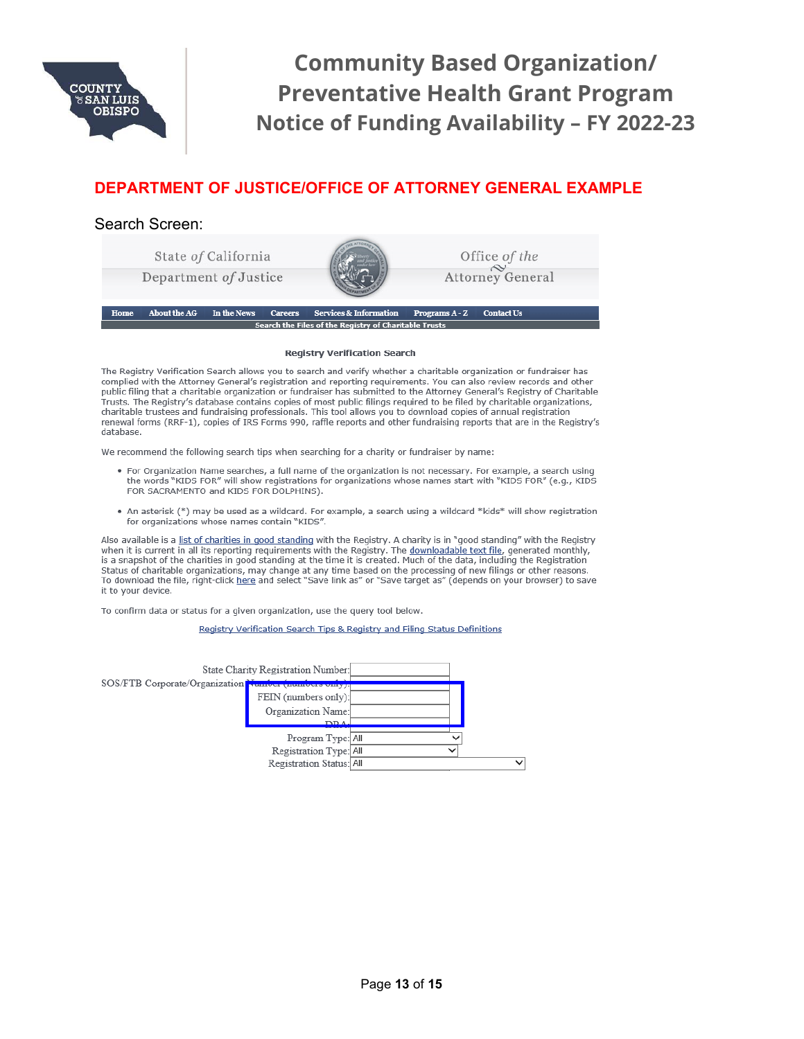## DEPARTMENT OF JUSTICE/OFFICE OF ATTORNEY GENERAL EXAMPLE

Search Screen:

State *of* California
Department *of* Justice

Office *of the*
Attorney General

Home | About the AG | In the News | Careers | Services & Information | Programs A - Z | Contact Us

Search the Files of the Registry of Charitable Trusts

**Registry Verification Search**

The Registry Verification Search allows you to search and verify whether a charitable organization or fundraiser has complied with the Attorney General's registration and reporting requirements. You can also review records and other public filing that a charitable organization or fundraiser has submitted to the Attorney General's Registry of Charitable Trusts. The Registry's database contains copies of most public filings required to be filed by charitable organizations, charitable trustees and fundraising professionals. This tool allows you to download copies of annual registration renewal forms (RRF-1), copies of IRS Forms 990, raffle reports and other fundraising reports that are in the Registry's database.

We recommend the following search tips when searching for a charity or fundraiser by name:

- For Organization Name searches, a full name of the organization is not necessary. For example, a search using the words "KIDS FOR" will show registrations for organizations whose names start with "KIDS FOR" (e.g., KIDS FOR SACRAMENTO and KIDS FOR DOLPHINS).
- An asterisk (*) may be used as a wildcard. For example, a search using a wildcard *kids* will show registration for organizations whose names contain "KIDS".

Also available is a list of charities in good standing with the Registry. A charity is in "good standing" with the Registry when it is current in all its reporting requirements with the Registry. The downloadable text file, generated monthly, is a snapshot of the charities in good standing at the time it is created. Much of the data, including the Registration Status of charitable organizations, may change at any time based on the processing of new filings or other reasons. To download the file, right-click here and select "Save link as" or "Save target as" (depends on your browser) to save it to your device.

To confirm data or status for a given organization, use the query tool below.

Registry Verification Search Tips & Registry and Filing Status Definitions

State Charity Registration Number:
SOS/FTB Corporate/Organization Number (numbers only):
FEIN (numbers only):
Organization Name:
DBA:
Program Type: All
Registration Type: All
Registration Status: All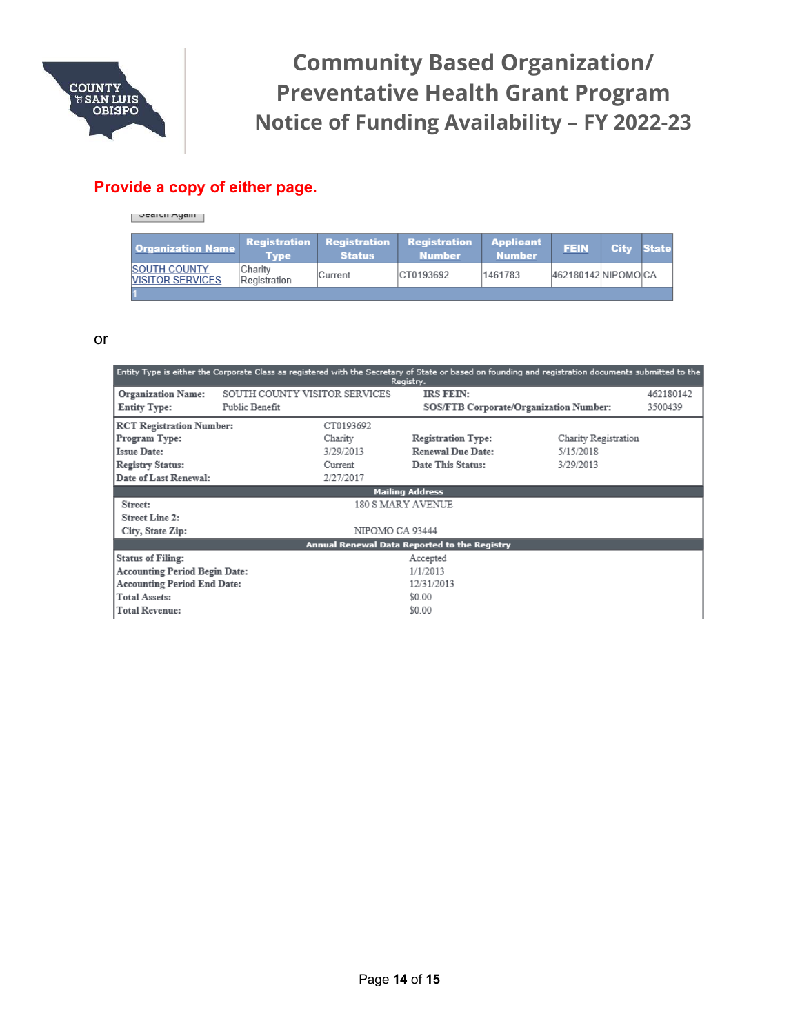**Provide a copy of either page.**

Search Again

| Organization Name | Registration Type | Registration Status | Registration Number | Applicant Number | FEIN | City | State |
|---|---|---|---|---|---|---|---|
| SOUTH COUNTY VISITOR SERVICES | Charity Registration | Current | CT0193692 | 1461783 | 462180142 | NIPOMO | CA |
| 1 | | | | | | | |

or

Entity Type is either the Corporate Class as registered with the Secretary of State or based on founding and registration documents submitted to the Registry.

| | | | |
|---|---|---|---|
| **Organization Name:** | SOUTH COUNTY VISITOR SERVICES | **IRS FEIN:** | 462180142 |
| **Entity Type:** | Public Benefit | **SOS/FTB Corporate/Organization Number:** | 3500439 |

| | | | |
|---|---|---|---|
| **RCT Registration Number:** | CT0193692 | | |
| **Program Type:** | Charity | **Registration Type:** | Charity Registration |
| **Issue Date:** | 3/29/2013 | **Renewal Due Date:** | 5/15/2018 |
| **Registry Status:** | Current | **Date This Status:** | 3/29/2013 |
| **Date of Last Renewal:** | 2/27/2017 | | |

**Mailing Address**

| | |
|---|---|
| **Street:** | 180 S MARY AVENUE |
| **Street Line 2:** | |
| **City, State Zip:** | NIPOMO CA 93444 |

**Annual Renewal Data Reported to the Registry**

| | |
|---|---|
| **Status of Filing:** | Accepted |
| **Accounting Period Begin Date:** | 1/1/2013 |
| **Accounting Period End Date:** | 12/31/2013 |
| **Total Assets:** | $0.00 |
| **Total Revenue:** | $0.00 |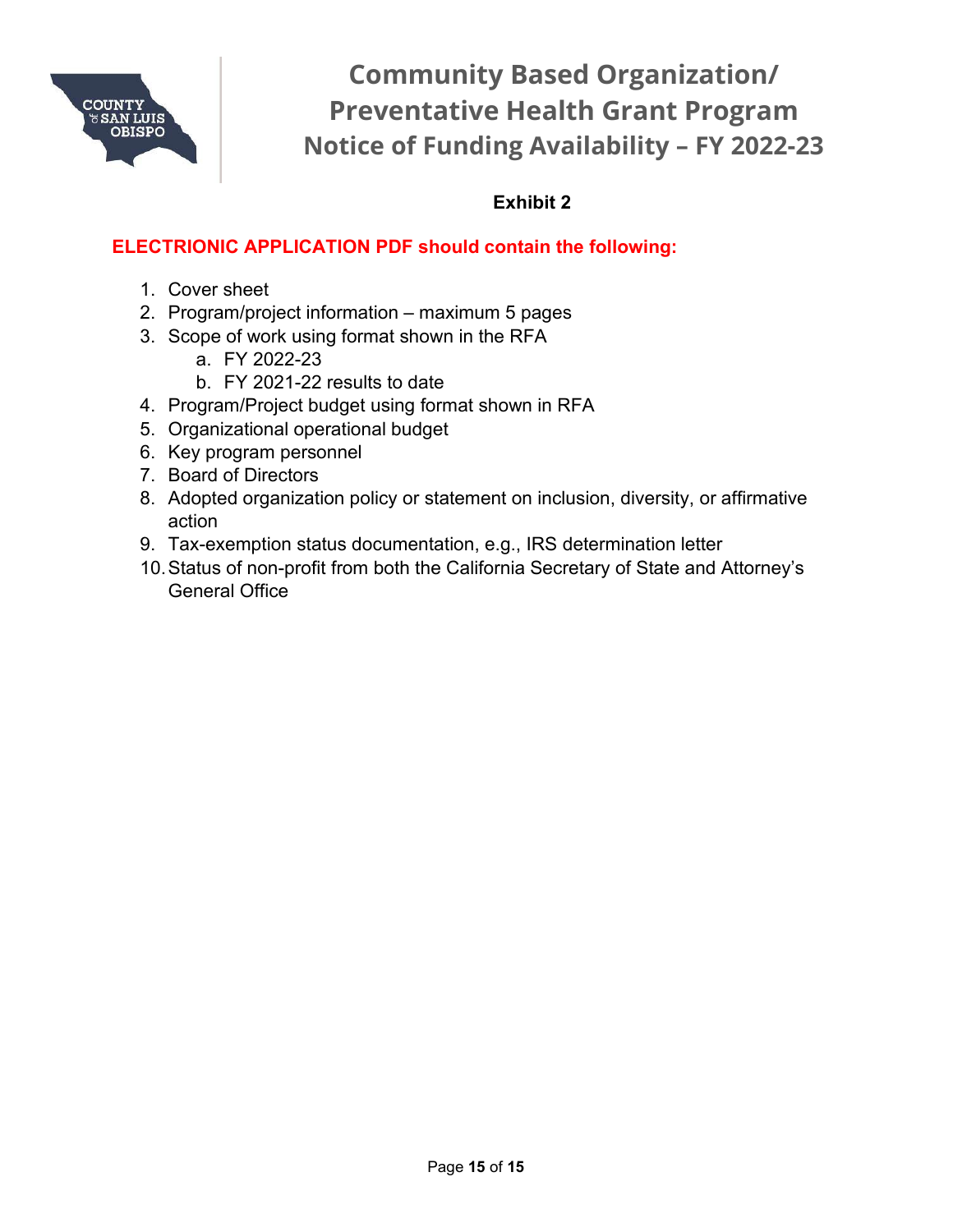# Community Based Organization/ Preventative Health Grant Program Notice of Funding Availability – FY 2022-23

## Exhibit 2

**ELECTRIONIC APPLICATION PDF should contain the following:**

1. Cover sheet
2. Program/project information – maximum 5 pages
3. Scope of work using format shown in the RFA
   a. FY 2022-23
   b. FY 2021-22 results to date
4. Program/Project budget using format shown in RFA
5. Organizational operational budget
6. Key program personnel
7. Board of Directors
8. Adopted organization policy or statement on inclusion, diversity, or affirmative action
9. Tax-exemption status documentation, e.g., IRS determination letter
10. Status of non-profit from both the California Secretary of State and Attorney's General Office